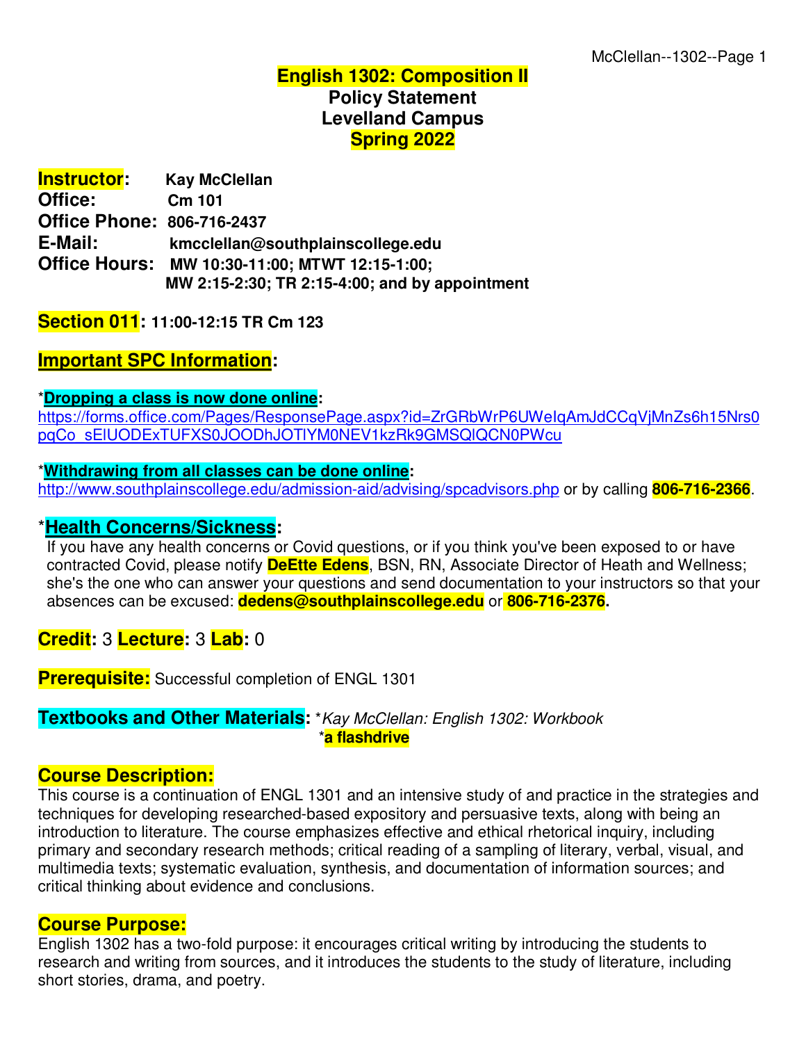# English 1302: Composition II
## Policy Statement
## Levelland Campus
## Spring 2022

**Instructor:** Kay McClellan
**Office:** Cm 101
**Office Phone:** 806-716-2437
**E-Mail:** kmcclellan@southplainscollege.edu
**Office Hours:** MW 10:30-11:00; MTWT 12:15-1:00; MW 2:15-2:30; TR 2:15-4:00; and by appointment

**Section 011:** 11:00-12:15 TR Cm 123

## Important SPC Information:

*__Dropping a class is now done online__:
https://forms.office.com/Pages/ResponsePage.aspx?id=ZrGRbWrP6UWeIqAmJdCCqVjMnZs6h15Nrs0pqCo_sElUODExTUFXS0JOODhJOTlYM0NEV1kzRk9GMSQlQCN0PWcu

*__Withdrawing from all classes can be done online__:
http://www.southplainscollege.edu/admission-aid/advising/spcadvisors.php or by calling **806-716-2366**.

*__Health Concerns/Sickness__:
If you have any health concerns or Covid questions, or if you think you've been exposed to or have contracted Covid, please notify **DeEtte Edens**, BSN, RN, Associate Director of Heath and Wellness; she's the one who can answer your questions and send documentation to your instructors so that your absences can be excused: **dedens@southplainscollege.edu** or **806-716-2376.**

**Credit:** 3 **Lecture:** 3 **Lab:** 0

**Prerequisite:** Successful completion of ENGL 1301

**Textbooks and Other Materials:** *_Kay McClellan: English 1302: Workbook_
*__a flashdrive__

## Course Description:
This course is a continuation of ENGL 1301 and an intensive study of and practice in the strategies and techniques for developing researched-based expository and persuasive texts, along with being an introduction to literature. The course emphasizes effective and ethical rhetorical inquiry, including primary and secondary research methods; critical reading of a sampling of literary, verbal, visual, and multimedia texts; systematic evaluation, synthesis, and documentation of information sources; and critical thinking about evidence and conclusions.

## Course Purpose:
English 1302 has a two-fold purpose: it encourages critical writing by introducing the students to research and writing from sources, and it introduces the students to the study of literature, including short stories, drama, and poetry.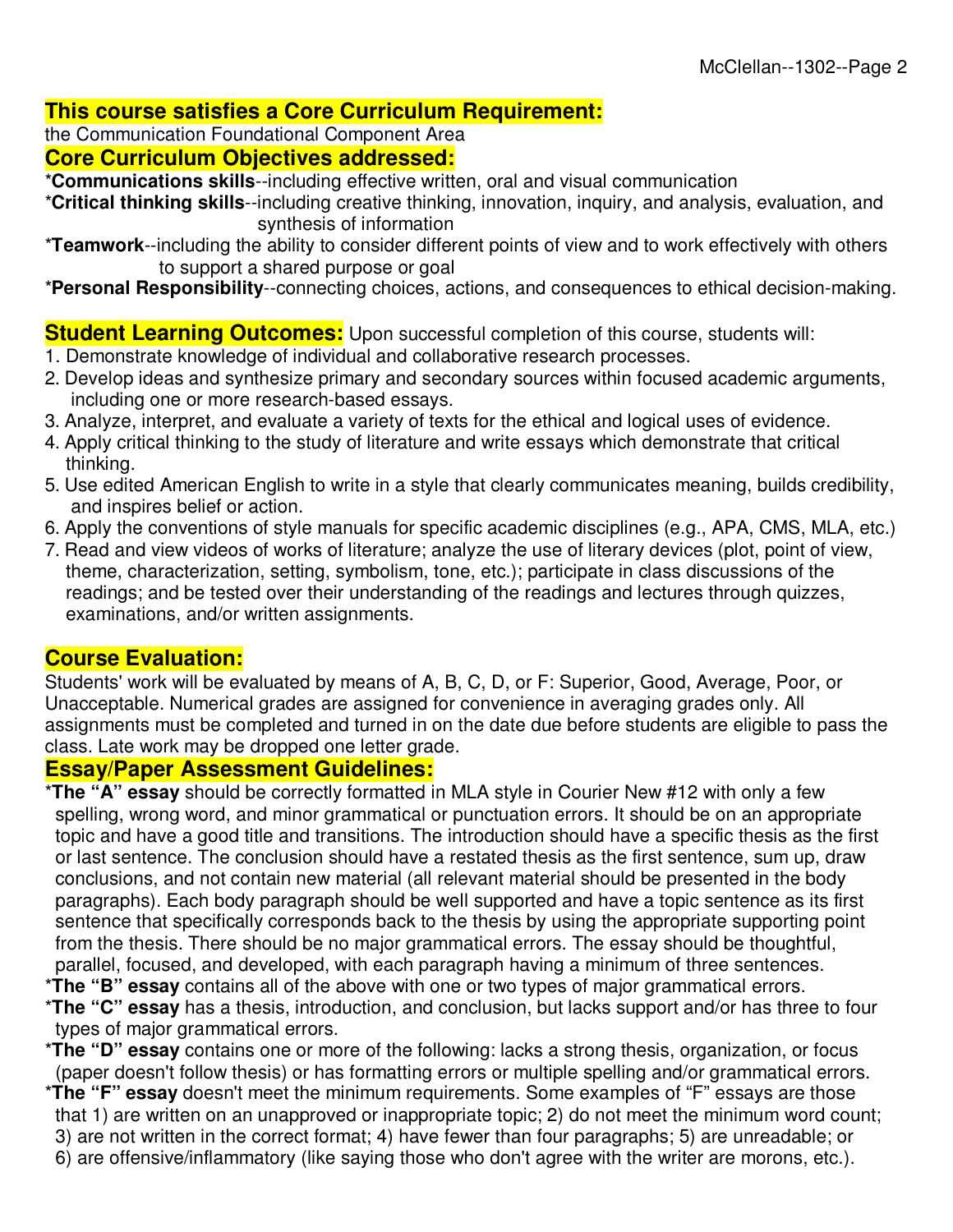## This course satisfies a Core Curriculum Requirement:

the Communication Foundational Component Area

## Core Curriculum Objectives addressed:

*__Communications skills__--including effective written, oral and visual communication

*__Critical thinking skills__--including creative thinking, innovation, inquiry, and analysis, evaluation, and synthesis of information

*__Teamwork__--including the ability to consider different points of view and to work effectively with others to support a shared purpose or goal

*__Personal Responsibility__--connecting choices, actions, and consequences to ethical decision-making.

## Student Learning Outcomes:

Upon successful completion of this course, students will:

1. Demonstrate knowledge of individual and collaborative research processes.
2. Develop ideas and synthesize primary and secondary sources within focused academic arguments, including one or more research-based essays.
3. Analyze, interpret, and evaluate a variety of texts for the ethical and logical uses of evidence.
4. Apply critical thinking to the study of literature and write essays which demonstrate that critical thinking.
5. Use edited American English to write in a style that clearly communicates meaning, builds credibility, and inspires belief or action.
6. Apply the conventions of style manuals for specific academic disciplines (e.g., APA, CMS, MLA, etc.)
7. Read and view videos of works of literature; analyze the use of literary devices (plot, point of view, theme, characterization, setting, symbolism, tone, etc.); participate in class discussions of the readings; and be tested over their understanding of the readings and lectures through quizzes, examinations, and/or written assignments.

## Course Evaluation:

Students' work will be evaluated by means of A, B, C, D, or F: Superior, Good, Average, Poor, or Unacceptable. Numerical grades are assigned for convenience in averaging grades only. All assignments must be completed and turned in on the date due before students are eligible to pass the class. Late work may be dropped one letter grade.

## Essay/Paper Assessment Guidelines:

*__The "A" essay__ should be correctly formatted in MLA style in Courier New #12 with only a few spelling, wrong word, and minor grammatical or punctuation errors. It should be on an appropriate topic and have a good title and transitions. The introduction should have a specific thesis as the first or last sentence. The conclusion should have a restated thesis as the first sentence, sum up, draw conclusions, and not contain new material (all relevant material should be presented in the body paragraphs). Each body paragraph should be well supported and have a topic sentence as its first sentence that specifically corresponds back to the thesis by using the appropriate supporting point from the thesis. There should be no major grammatical errors. The essay should be thoughtful, parallel, focused, and developed, with each paragraph having a minimum of three sentences.

*__The "B" essay__ contains all of the above with one or two types of major grammatical errors.

*__The "C" essay__ has a thesis, introduction, and conclusion, but lacks support and/or has three to four types of major grammatical errors.

*__The "D" essay__ contains one or more of the following: lacks a strong thesis, organization, or focus (paper doesn't follow thesis) or has formatting errors or multiple spelling and/or grammatical errors.

*__The "F" essay__ doesn't meet the minimum requirements. Some examples of "F" essays are those that 1) are written on an unapproved or inappropriate topic; 2) do not meet the minimum word count; 3) are not written in the correct format; 4) have fewer than four paragraphs; 5) are unreadable; or 6) are offensive/inflammatory (like saying those who don't agree with the writer are morons, etc.).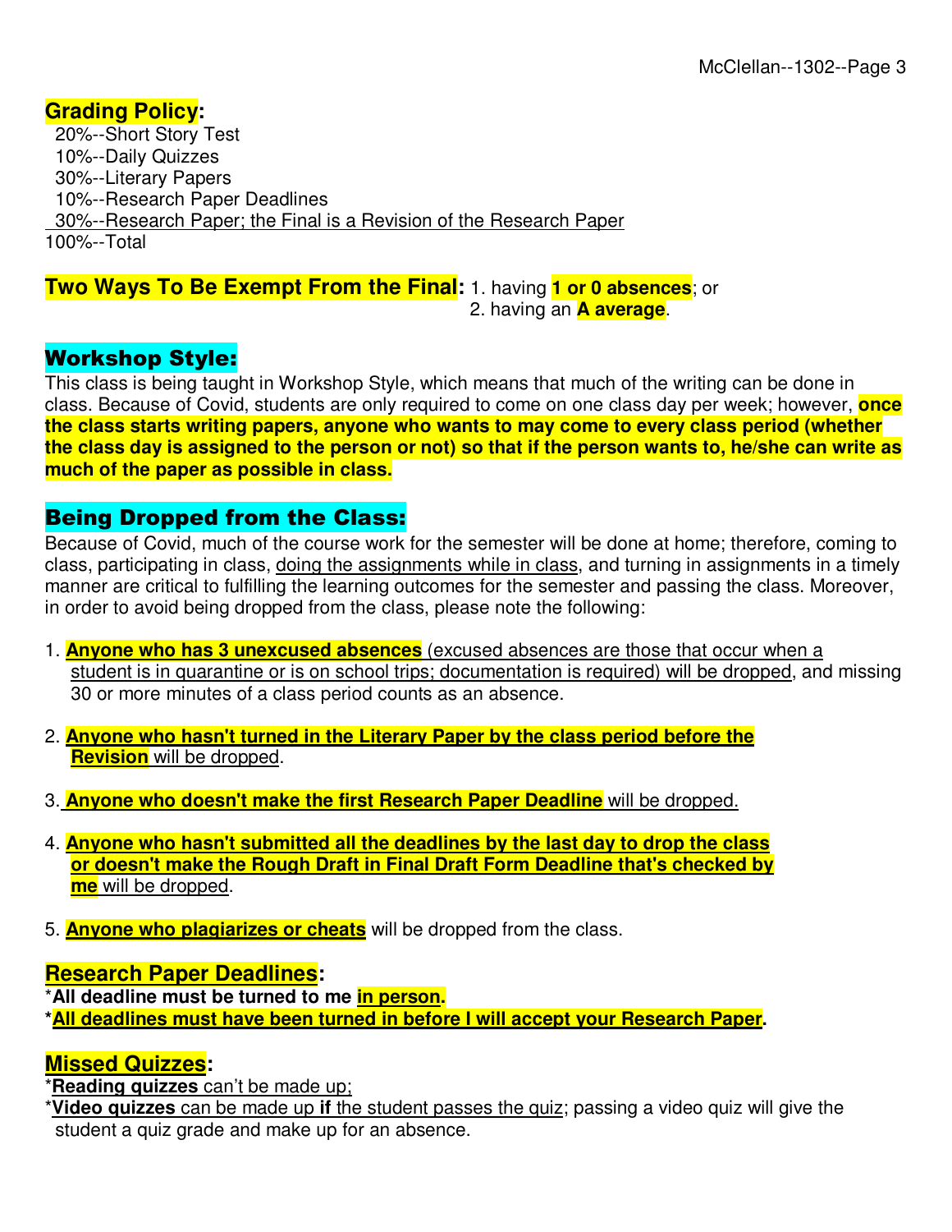## **Grading Policy:**

20%--Short Story Test
10%--Daily Quizzes
30%--Literary Papers
10%--Research Paper Deadlines
30%--Research Paper; the Final is a Revision of the Research Paper
100%--Total

**Two Ways To Be Exempt From the Final:** 1. having **1 or 0 absences**; or
2. having an **A average**.

## **Workshop Style:**

This class is being taught in Workshop Style, which means that much of the writing can be done in class. Because of Covid, students are only required to come on one class day per week; however, **once the class starts writing papers, anyone who wants to may come to every class period (whether the class day is assigned to the person or not) so that if the person wants to, he/she can write as much of the paper as possible in class.**

## **Being Dropped from the Class:**

Because of Covid, much of the course work for the semester will be done at home; therefore, coming to class, participating in class, doing the assignments while in class, and turning in assignments in a timely manner are critical to fulfilling the learning outcomes for the semester and passing the class. Moreover, in order to avoid being dropped from the class, please note the following:

1. **Anyone who has 3 unexcused absences** (excused absences are those that occur when a student is in quarantine or is on school trips; documentation is required) will be dropped, and missing 30 or more minutes of a class period counts as an absence.

2. **Anyone who hasn't turned in the Literary Paper by the class period before the Revision** will be dropped.

3. **Anyone who doesn't make the first Research Paper Deadline** will be dropped.

4. **Anyone who hasn't submitted all the deadlines by the last day to drop the class or doesn't make the Rough Draft in Final Draft Form Deadline that's checked by me** will be dropped.

5. **Anyone who plagiarizes or cheats** will be dropped from the class.

## **Research Paper Deadlines:**

***All deadline must be turned to me in person.**
***All deadlines must have been turned in before I will accept your Research Paper.**

## **Missed Quizzes:**

***Reading quizzes** can't be made up;
***Video quizzes** can be made up **if** the student passes the quiz; passing a video quiz will give the student a quiz grade and make up for an absence.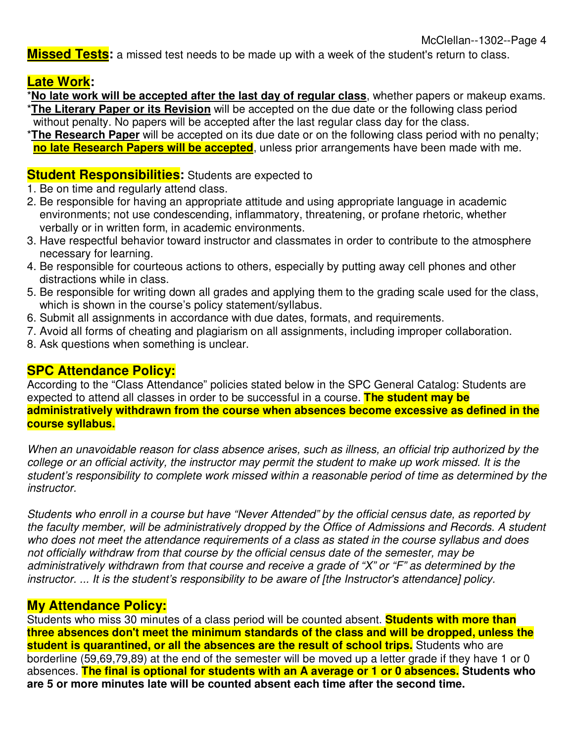**Missed Tests:** a missed test needs to be made up with a week of the student's return to class.

**Late Work:**

*<u>**No late work will be accepted after the last day of regular class**</u>, whether papers or makeup exams.

*<u>**The Literary Paper or its Revision**</u> will be accepted on the due date or the following class period without penalty. No papers will be accepted after the last regular class day for the class.

*<u>**The Research Paper**</u> will be accepted on its due date or on the following class period with no penalty; <u>**no late Research Papers will be accepted**</u>, unless prior arrangements have been made with me.

**Student Responsibilities:** Students are expected to

1. Be on time and regularly attend class.
2. Be responsible for having an appropriate attitude and using appropriate language in academic environments; not use condescending, inflammatory, threatening, or profane rhetoric, whether verbally or in written form, in academic environments.
3. Have respectful behavior toward instructor and classmates in order to contribute to the atmosphere necessary for learning.
4. Be responsible for courteous actions to others, especially by putting away cell phones and other distractions while in class.
5. Be responsible for writing down all grades and applying them to the grading scale used for the class, which is shown in the course's policy statement/syllabus.
6. Submit all assignments in accordance with due dates, formats, and requirements.
7. Avoid all forms of cheating and plagiarism on all assignments, including improper collaboration.
8. Ask questions when something is unclear.

**SPC Attendance Policy:**

According to the "Class Attendance" policies stated below in the SPC General Catalog: Students are expected to attend all classes in order to be successful in a course. **The student may be administratively withdrawn from the course when absences become excessive as defined in the course syllabus.**

*When an unavoidable reason for class absence arises, such as illness, an official trip authorized by the college or an official activity, the instructor may permit the student to make up work missed. It is the student's responsibility to complete work missed within a reasonable period of time as determined by the instructor.*

*Students who enroll in a course but have "Never Attended" by the official census date, as reported by the faculty member, will be administratively dropped by the Office of Admissions and Records. A student who does not meet the attendance requirements of a class as stated in the course syllabus and does not officially withdraw from that course by the official census date of the semester, may be administratively withdrawn from that course and receive a grade of "X" or "F" as determined by the instructor. ... It is the student's responsibility to be aware of [the Instructor's attendance] policy.*

**My Attendance Policy:**

Students who miss 30 minutes of a class period will be counted absent. **Students with more than three absences don't meet the minimum standards of the class and will be dropped, unless the student is quarantined, or all the absences are the result of school trips.** Students who are borderline (59,69,79,89) at the end of the semester will be moved up a letter grade if they have 1 or 0 absences. **The final is optional for students with an A average or 1 or 0 absences. Students who are 5 or more minutes late will be counted absent each time after the second time.**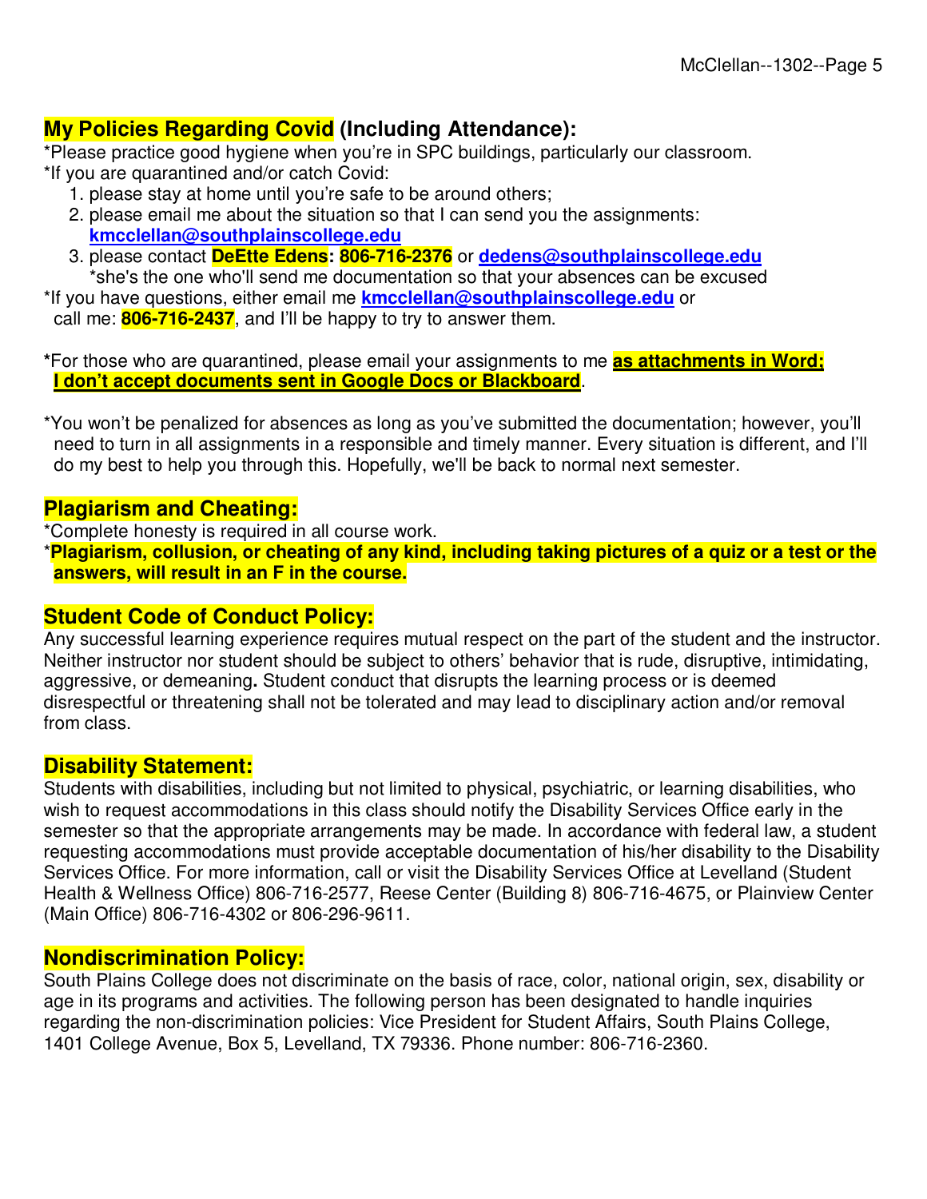## My Policies Regarding Covid (Including Attendance):

*Please practice good hygiene when you're in SPC buildings, particularly our classroom.
*If you are quarantined and/or catch Covid:

1. please stay at home until you're safe to be around others;
2. please email me about the situation so that I can send you the assignments: **kmcclellan@southplainscollege.edu**
3. please contact **DeEtte Edens: 806-716-2376** or **dedens@southplainscollege.edu**
   *she's the one who'll send me documentation so that your absences can be excused

*If you have questions, either email me **kmcclellan@southplainscollege.edu** or call me: **806-716-2437**, and I'll be happy to try to answer them.

***For those who are quarantined, please email your assignments to me **as attachments in Word; I don't accept documents sent in Google Docs or Blackboard**.

*You won't be penalized for absences as long as you've submitted the documentation; however, you'll need to turn in all assignments in a responsible and timely manner. Every situation is different, and I'll do my best to help you through this. Hopefully, we'll be back to normal next semester.

## Plagiarism and Cheating:

*Complete honesty is required in all course work.
***Plagiarism, collusion, or cheating of any kind, including taking pictures of a quiz or a test or the answers, will result in an F in the course.**

## Student Code of Conduct Policy:

Any successful learning experience requires mutual respect on the part of the student and the instructor. Neither instructor nor student should be subject to others' behavior that is rude, disruptive, intimidating, aggressive, or demeaning**.** Student conduct that disrupts the learning process or is deemed disrespectful or threatening shall not be tolerated and may lead to disciplinary action and/or removal from class.

## Disability Statement:

Students with disabilities, including but not limited to physical, psychiatric, or learning disabilities, who wish to request accommodations in this class should notify the Disability Services Office early in the semester so that the appropriate arrangements may be made. In accordance with federal law, a student requesting accommodations must provide acceptable documentation of his/her disability to the Disability Services Office. For more information, call or visit the Disability Services Office at Levelland (Student Health & Wellness Office) 806-716-2577, Reese Center (Building 8) 806-716-4675, or Plainview Center (Main Office) 806-716-4302 or 806-296-9611.

## Nondiscrimination Policy:

South Plains College does not discriminate on the basis of race, color, national origin, sex, disability or age in its programs and activities. The following person has been designated to handle inquiries regarding the non-discrimination policies: Vice President for Student Affairs, South Plains College, 1401 College Avenue, Box 5, Levelland, TX 79336. Phone number: 806-716-2360.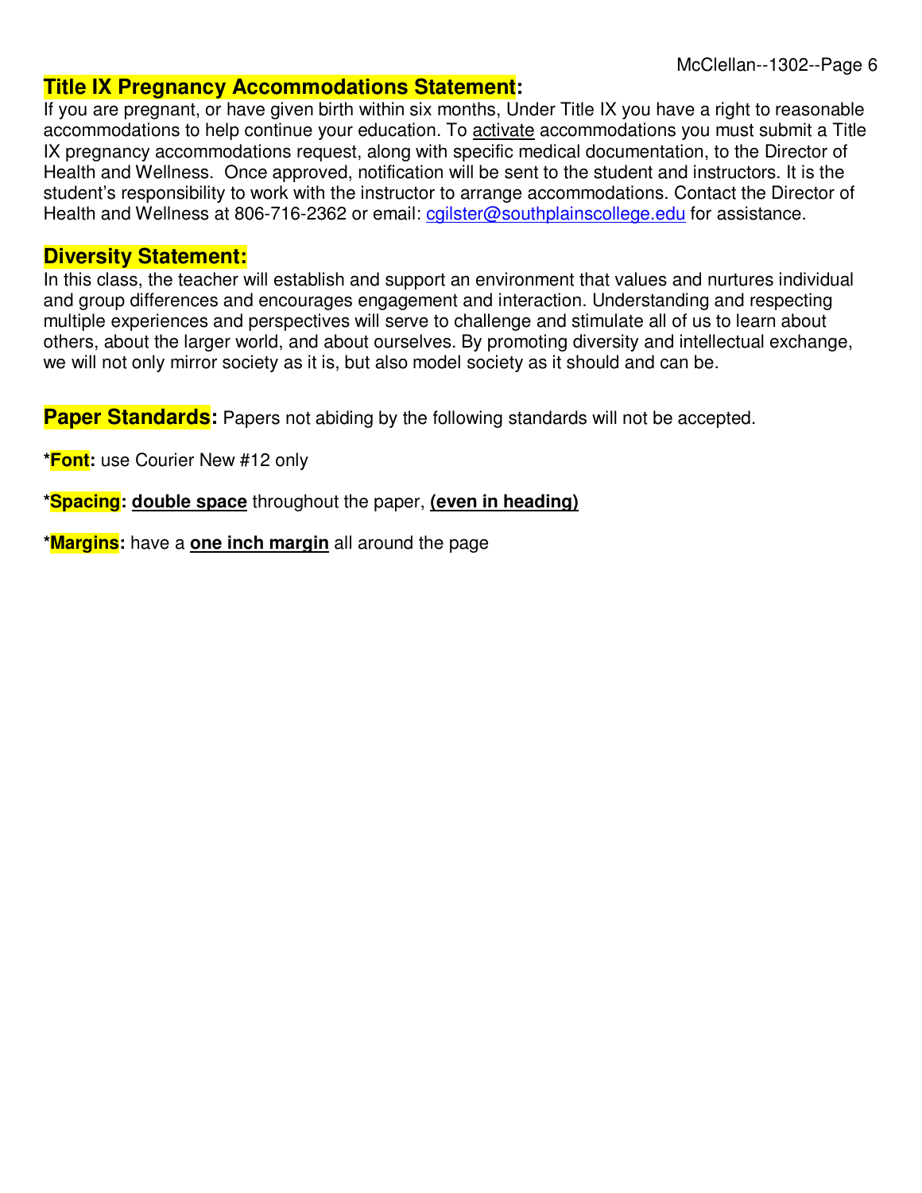## Title IX Pregnancy Accommodations Statement:

If you are pregnant, or have given birth within six months, Under Title IX you have a right to reasonable accommodations to help continue your education. To activate accommodations you must submit a Title IX pregnancy accommodations request, along with specific medical documentation, to the Director of Health and Wellness. Once approved, notification will be sent to the student and instructors. It is the student's responsibility to work with the instructor to arrange accommodations. Contact the Director of Health and Wellness at 806-716-2362 or email: cgilster@southplainscollege.edu for assistance.

## Diversity Statement:

In this class, the teacher will establish and support an environment that values and nurtures individual and group differences and encourages engagement and interaction. Understanding and respecting multiple experiences and perspectives will serve to challenge and stimulate all of us to learn about others, about the larger world, and about ourselves. By promoting diversity and intellectual exchange, we will not only mirror society as it is, but also model society as it should and can be.

## Paper Standards:

Papers not abiding by the following standards will not be accepted.

***Font:** use Courier New #12 only

***Spacing:** **double space** throughout the paper, **(even in heading)**

***Margins:** have a **one inch margin** all around the page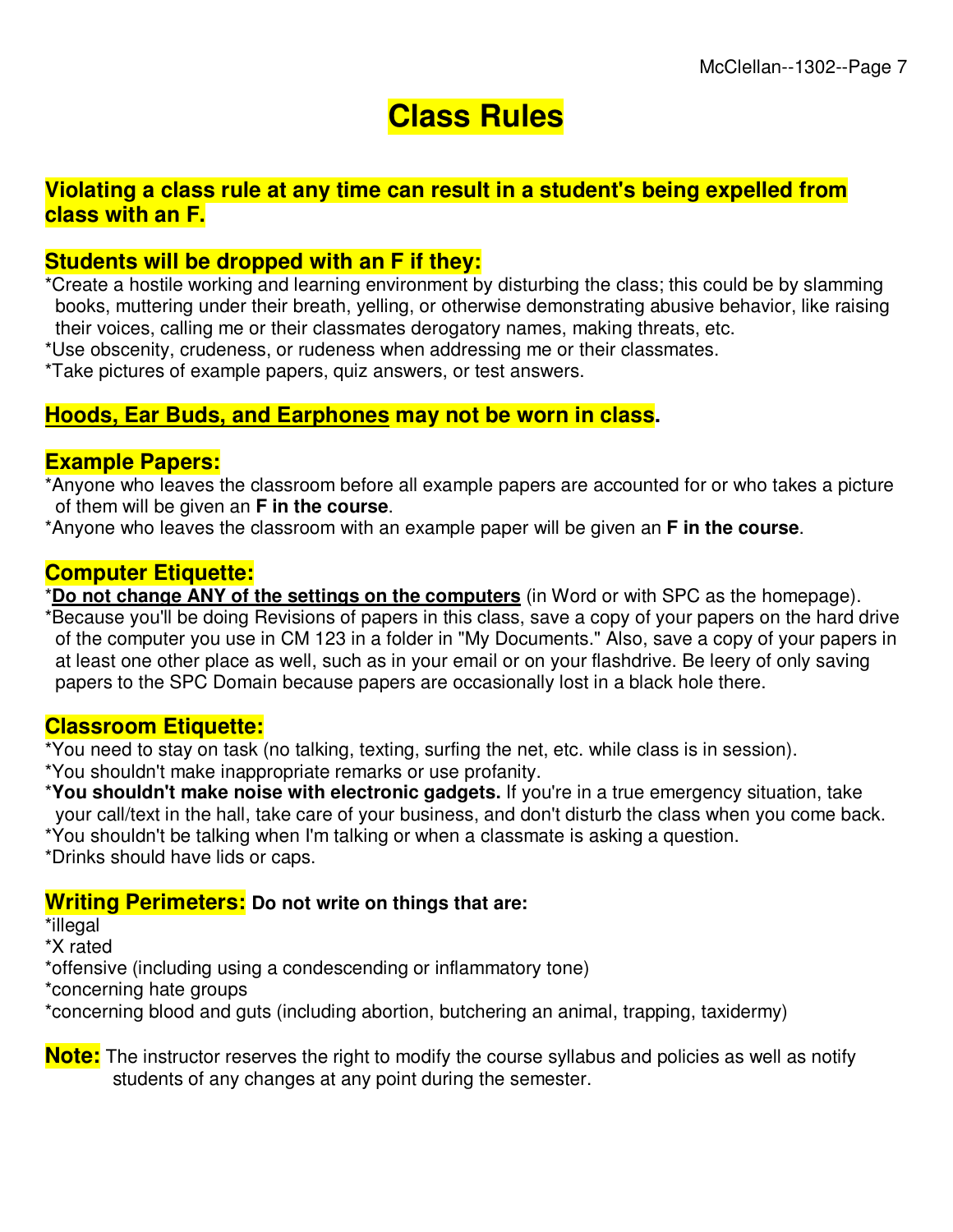# Class Rules

**Violating a class rule at any time can result in a student's being expelled from class with an F.**

**Students will be dropped with an F if they:**

*Create a hostile working and learning environment by disturbing the class; this could be by slamming books, muttering under their breath, yelling, or otherwise demonstrating abusive behavior, like raising their voices, calling me or their classmates derogatory names, making threats, etc.
*Use obscenity, crudeness, or rudeness when addressing me or their classmates.
*Take pictures of example papers, quiz answers, or test answers.

**Hoods, Ear Buds, and Earphones may not be worn in class.**

**Example Papers:**

*Anyone who leaves the classroom before all example papers are accounted for or who takes a picture of them will be given an **F in the course**.
*Anyone who leaves the classroom with an example paper will be given an **F in the course**.

**Computer Etiquette:**

***Do not change ANY of the settings on the computers** (in Word or with SPC as the homepage).
*Because you'll be doing Revisions of papers in this class, save a copy of your papers on the hard drive of the computer you use in CM 123 in a folder in "My Documents." Also, save a copy of your papers in at least one other place as well, such as in your email or on your flashdrive. Be leery of only saving papers to the SPC Domain because papers are occasionally lost in a black hole there.

**Classroom Etiquette:**

*You need to stay on task (no talking, texting, surfing the net, etc. while class is in session).
*You shouldn't make inappropriate remarks or use profanity.
***You shouldn't make noise with electronic gadgets.** If you're in a true emergency situation, take your call/text in the hall, take care of your business, and don't disturb the class when you come back.
*You shouldn't be talking when I'm talking or when a classmate is asking a question.
*Drinks should have lids or caps.

**Writing Perimeters:** **Do not write on things that are:**

*illegal
*X rated
*offensive (including using a condescending or inflammatory tone)
*concerning hate groups
*concerning blood and guts (including abortion, butchering an animal, trapping, taxidermy)

**Note:** The instructor reserves the right to modify the course syllabus and policies as well as notify students of any changes at any point during the semester.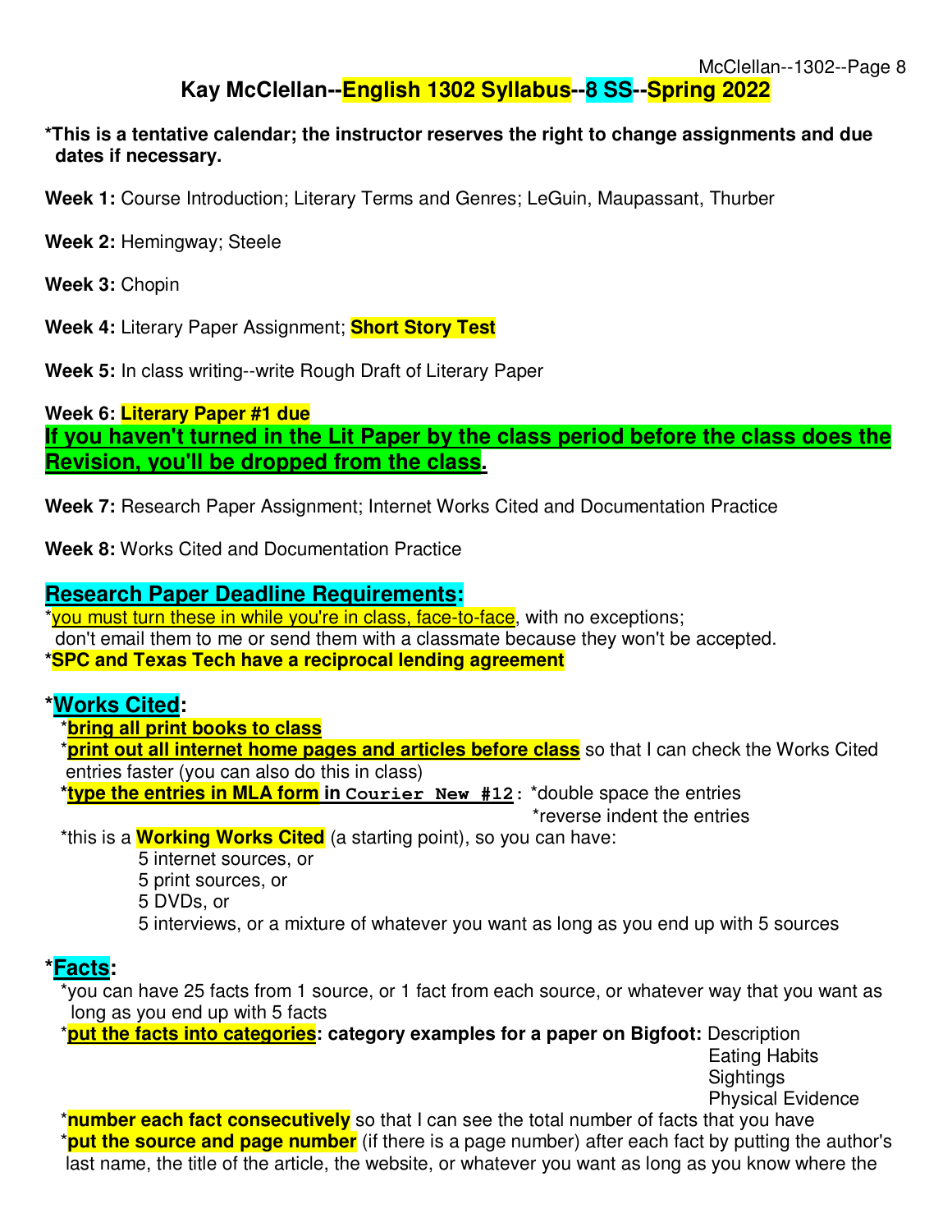# Kay McClellan--English 1302 Syllabus--8 SS--Spring 2022

**\*This is a tentative calendar; the instructor reserves the right to change assignments and due dates if necessary.**

**Week 1:** Course Introduction; Literary Terms and Genres; LeGuin, Maupassant, Thurber

**Week 2:** Hemingway; Steele

**Week 3:** Chopin

**Week 4:** Literary Paper Assignment; **Short Story Test**

**Week 5:** In class writing--write Rough Draft of Literary Paper

**Week 6: Literary Paper #1 due**

**If you haven't turned in the Lit Paper by the class period before the class does the Revision, you'll be dropped from the class.**

**Week 7:** Research Paper Assignment; Internet Works Cited and Documentation Practice

**Week 8:** Works Cited and Documentation Practice

## Research Paper Deadline Requirements:

\*you must turn these in while you're in class, face-to-face, with no exceptions; don't email them to me or send them with a classmate because they won't be accepted.

**\*SPC and Texas Tech have a reciprocal lending agreement**

### \*Works Cited:

- **\*bring all print books to class**
- **\*print out all internet home pages and articles before class** so that I can check the Works Cited entries faster (you can also do this in class)
- **\*type the entries in MLA form in `Courier New #12`:** \*double space the entries
  \*reverse indent the entries
- \*this is a **Working Works Cited** (a starting point), so you can have:
  - 5 internet sources, or
  - 5 print sources, or
  - 5 DVDs, or
  - 5 interviews, or a mixture of whatever you want as long as you end up with 5 sources

### \*Facts:

- \*you can have 25 facts from 1 source, or 1 fact from each source, or whatever way that you want as long as you end up with 5 facts
- \***put the facts into categories: category examples for a paper on Bigfoot:** Description
  Eating Habits
  Sightings
  Physical Evidence
- \***number each fact consecutively** so that I can see the total number of facts that you have
- \***put the source and page number** (if there is a page number) after each fact by putting the author's last name, the title of the article, the website, or whatever you want as long as you know where the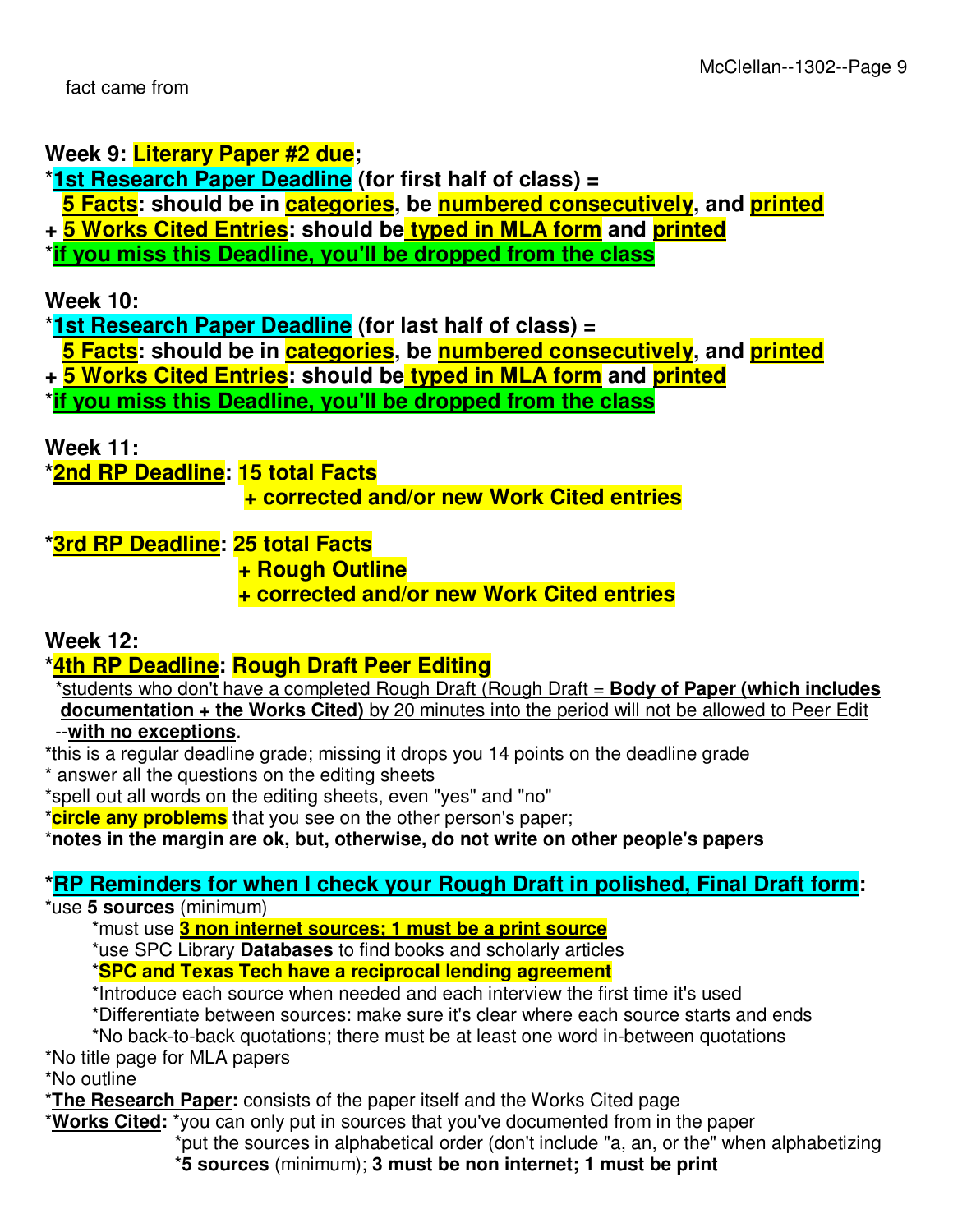fact came from

**Week 9: Literary Paper #2 due;**

*__1st Research Paper Deadline__ **(for first half of class) =**

**__5 Facts__: should be in __categories__, be __numbered consecutively__, and __printed__**

**+ __5 Works Cited Entries__: should be __typed in MLA form__ and __printed__**

*__**if you miss this Deadline, you'll be dropped from the class**__

**Week 10:**

*__1st Research Paper Deadline__ **(for last half of class) =**

**__5 Facts__: should be in __categories__, be __numbered consecutively__, and __printed__**

**+ __5 Works Cited Entries__: should be __typed in MLA form__ and __printed__**

*__**if you miss this Deadline, you'll be dropped from the class**__

**Week 11:**

**\*__2nd RP Deadline__: 15 total Facts**

**+ corrected and/or new Work Cited entries**

**\*__3rd RP Deadline__: 25 total Facts**

**+ Rough Outline**

**+ corrected and/or new Work Cited entries**

**Week 12:**

**\*__4th RP Deadline__: Rough Draft Peer Editing**

*__students who don't have a completed Rough Draft (Rough Draft = **Body of Paper (which includes documentation + the Works Cited)** by 20 minutes into the period will not be allowed to Peer Edit__ --__**with no exceptions**__.

*this is a regular deadline grade; missing it drops you 14 points on the deadline grade

\* answer all the questions on the editing sheets

*spell out all words on the editing sheets, even "yes" and "no"

***circle any problems** that you see on the other person's paper;

***notes in the margin are ok, but, otherwise, do not write on other people's papers**

**\*__RP Reminders for when I check your Rough Draft in polished, Final Draft form__:**

*use **5 sources** (minimum)

- *must use __**3 non internet sources; 1 must be a print source**__
- *use SPC Library **Databases** to find books and scholarly articles
- ***SPC and Texas Tech have a reciprocal lending agreement**
- *Introduce each source when needed and each interview the first time it's used
- *Differentiate between sources: make sure it's clear where each source starts and ends
- *No back-to-back quotations; there must be at least one word in-between quotations

*No title page for MLA papers

*No outline

*__**The Research Paper:**__ consists of the paper itself and the Works Cited page

*__**Works Cited:**__ *you can only put in sources that you've documented from in the paper

*put the sources in alphabetical order (don't include "a, an, or the" when alphabetizing

***5 sources** (minimum); **3 must be non internet; 1 must be print**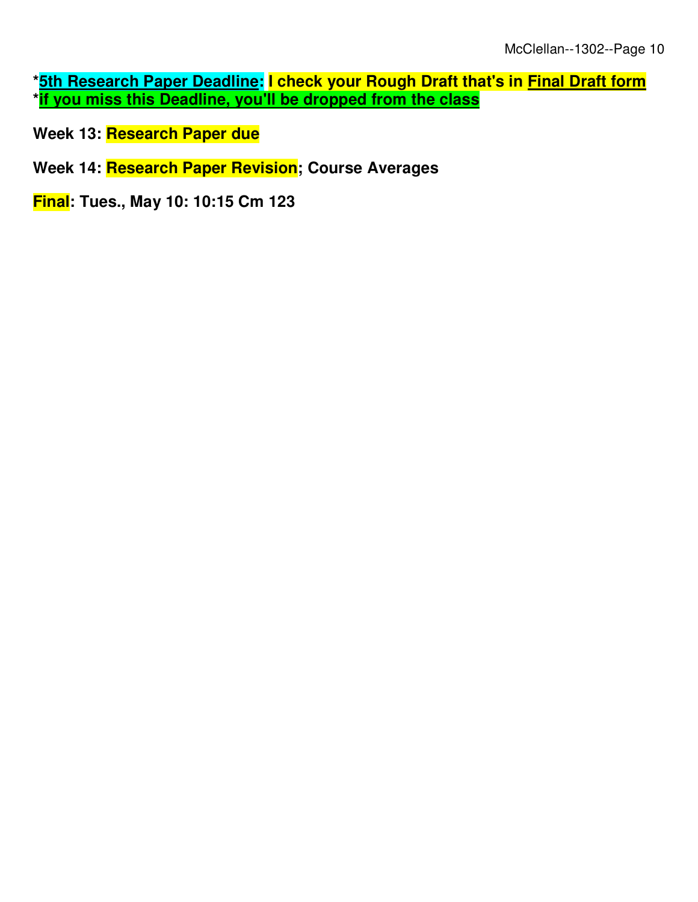***5th Research Paper Deadline**: **I check your Rough Draft that's in Final Draft form**
***if you miss this Deadline, you'll be dropped from the class**

**Week 13: Research Paper due**

**Week 14: Research Paper Revision; Course Averages**

**Final: Tues., May 10: 10:15 Cm 123**